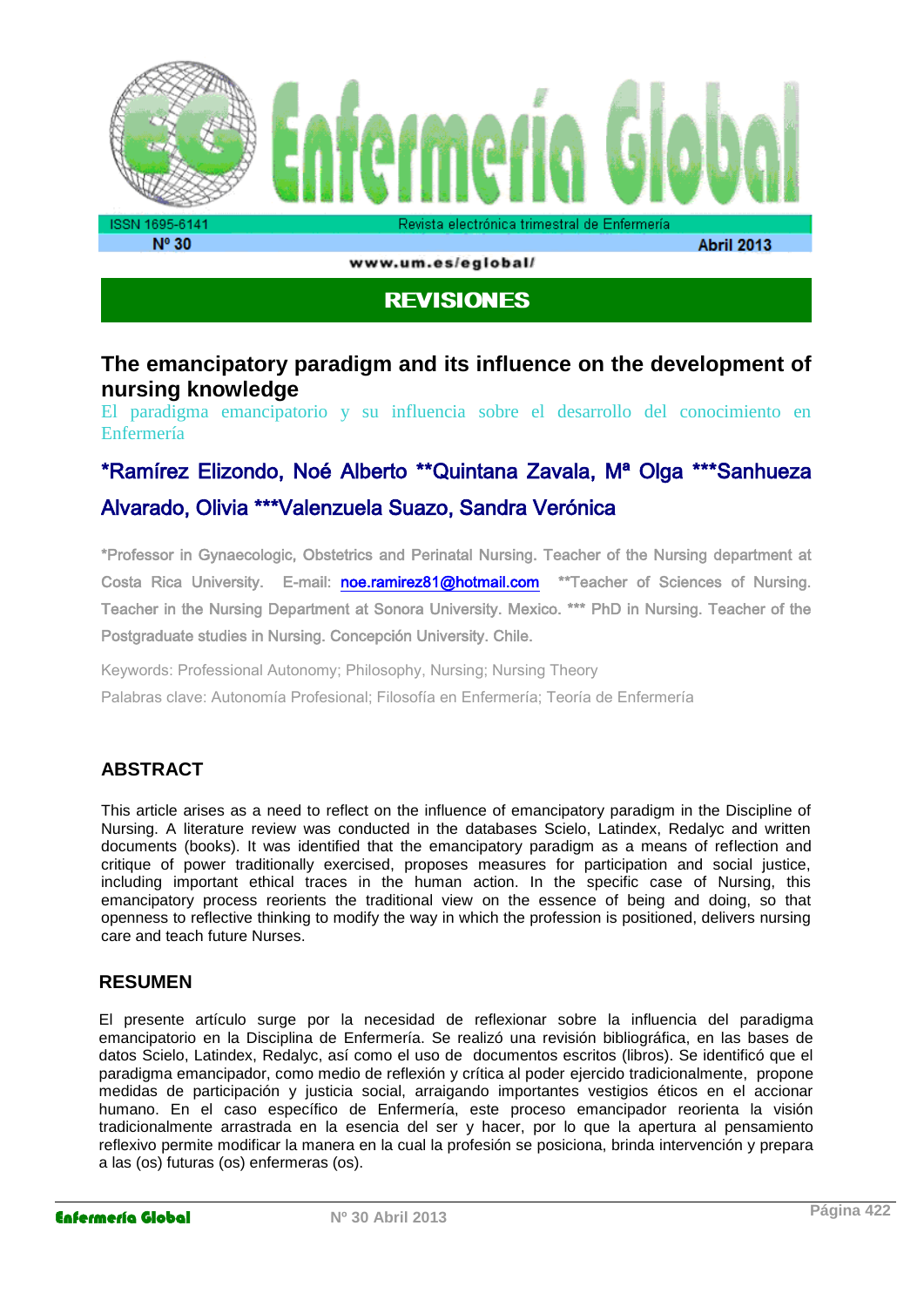## REVISIONES

# The emancipatory paradigm and its influence on the development of nursing knowledge

El paradigma emancipatorio y su influencia sobre el desarrollo del conocimiento en Enfermería

**\*Ramírez Elizondo, Noé Alberto \*\*Quintana Zavala, Mª Olga \*\*\*Sanhueza Alvarado, Olivia \*\*\*Valenzuela Suazo, Sandra Verónica**

\*Professor in Gynaecologic, Obstetrics and Perinatal Nursing. Teacher of the Nursing department at Costa Rica University. E-mail: noe.ramirez81@hotmail.com \*\*Teacher of Sciences of Nursing. Teacher in the Nursing Department at Sonora University. Mexico. \*\*\* PhD in Nursing. Teacher of the Postgraduate studies in Nursing. Concepción University. Chile.

Keywords: Professional Autonomy; Philosophy, Nursing; Nursing Theory

Palabras clave: Autonomía Profesional; Filosofía en Enfermería; Teoría de Enfermería

## ABSTRACT

This article arises as a need to reflect on the influence of emancipatory paradigm in the Discipline of Nursing. A literature review was conducted in the databases Scielo, Latindex, Redalyc and written documents (books). It was identified that the emancipatory paradigm as a means of reflection and critique of power traditionally exercised, proposes measures for participation and social justice, including important ethical traces in the human action. In the specific case of Nursing, this emancipatory process reorients the traditional view on the essence of being and doing, so that openness to reflective thinking to modify the way in which the profession is positioned, delivers nursing care and teach future Nurses.

## RESUMEN

El presente artículo surge por la necesidad de reflexionar sobre la influencia del paradigma emancipatorio en la Disciplina de Enfermería. Se realizó una revisión bibliográfica, en las bases de datos Scielo, Latindex, Redalyc, así como el uso de documentos escritos (libros). Se identificó que el paradigma emancipador, como medio de reflexión y crítica al poder ejercido tradicionalmente, propone medidas de participación y justicia social, arraigando importantes vestigios éticos en el accionar humano. En el caso específico de Enfermería, este proceso emancipador reorienta la visión tradicionalmente arrastrada en la esencia del ser y hacer, por lo que la apertura al pensamiento reflexivo permite modificar la manera en la cual la profesión se posiciona, brinda intervención y prepara a las (os) futuras (os) enfermeras (os).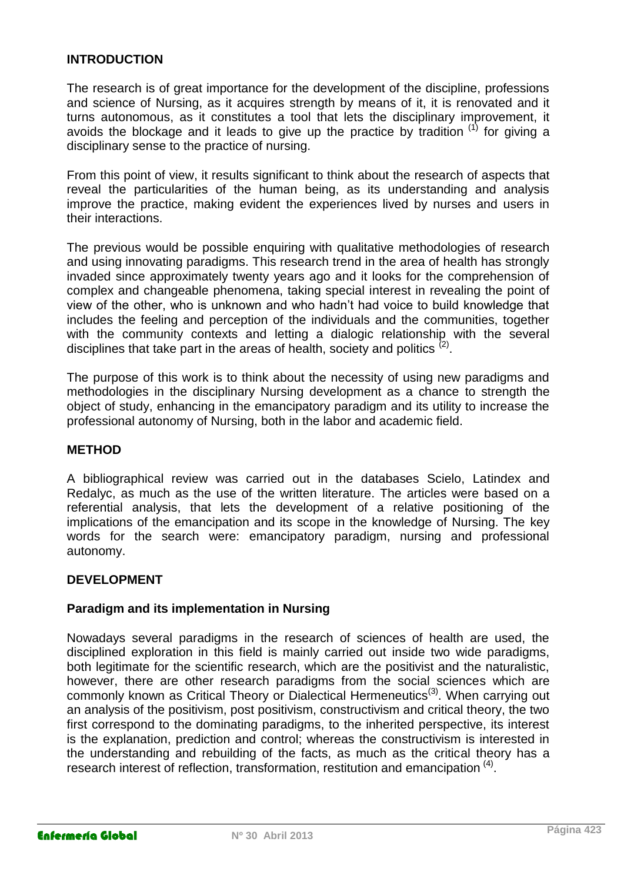## INTRODUCTION

The research is of great importance for the development of the discipline, professions and science of Nursing, as it acquires strength by means of it, it is renovated and it turns autonomous, as it constitutes a tool that lets the disciplinary improvement, it avoids the blockage and it leads to give up the practice by tradition [1] for giving a disciplinary sense to the practice of nursing.

From this point of view, it results significant to think about the research of aspects that reveal the particularities of the human being, as its understanding and analysis improve the practice, making evident the experiences lived by nurses and users in their interactions.

The previous would be possible enquiring with qualitative methodologies of research and using innovating paradigms. This research trend in the area of health has strongly invaded since approximately twenty years ago and it looks for the comprehension of complex and changeable phenomena, taking special interest in revealing the point of view of the other, who is unknown and who hadn't had voice to build knowledge that includes the feeling and perception of the individuals and the communities, together with the community contexts and letting a dialogic relationship with the several disciplines that take part in the areas of health, society and politics [2].

The purpose of this work is to think about the necessity of using new paradigms and methodologies in the disciplinary Nursing development as a chance to strength the object of study, enhancing in the emancipatory paradigm and its utility to increase the professional autonomy of Nursing, both in the labor and academic field.

## METHOD

A bibliographical review was carried out in the databases Scielo, Latindex and Redalyc, as much as the use of the written literature. The articles were based on a referential analysis, that lets the development of a relative positioning of the implications of the emancipation and its scope in the knowledge of Nursing. The key words for the search were: emancipatory paradigm, nursing and professional autonomy.

## DEVELOPMENT

### Paradigm and its implementation in Nursing

Nowadays several paradigms in the research of sciences of health are used, the disciplined exploration in this field is mainly carried out inside two wide paradigms, both legitimate for the scientific research, which are the positivist and the naturalistic, however, there are other research paradigms from the social sciences which are commonly known as Critical Theory or Dialectical Hermeneutics[3]. When carrying out an analysis of the positivism, post positivism, constructivism and critical theory, the two first correspond to the dominating paradigms, to the inherited perspective, its interest is the explanation, prediction and control; whereas the constructivism is interested in the understanding and rebuilding of the facts, as much as the critical theory has a research interest of reflection, transformation, restitution and emancipation [4].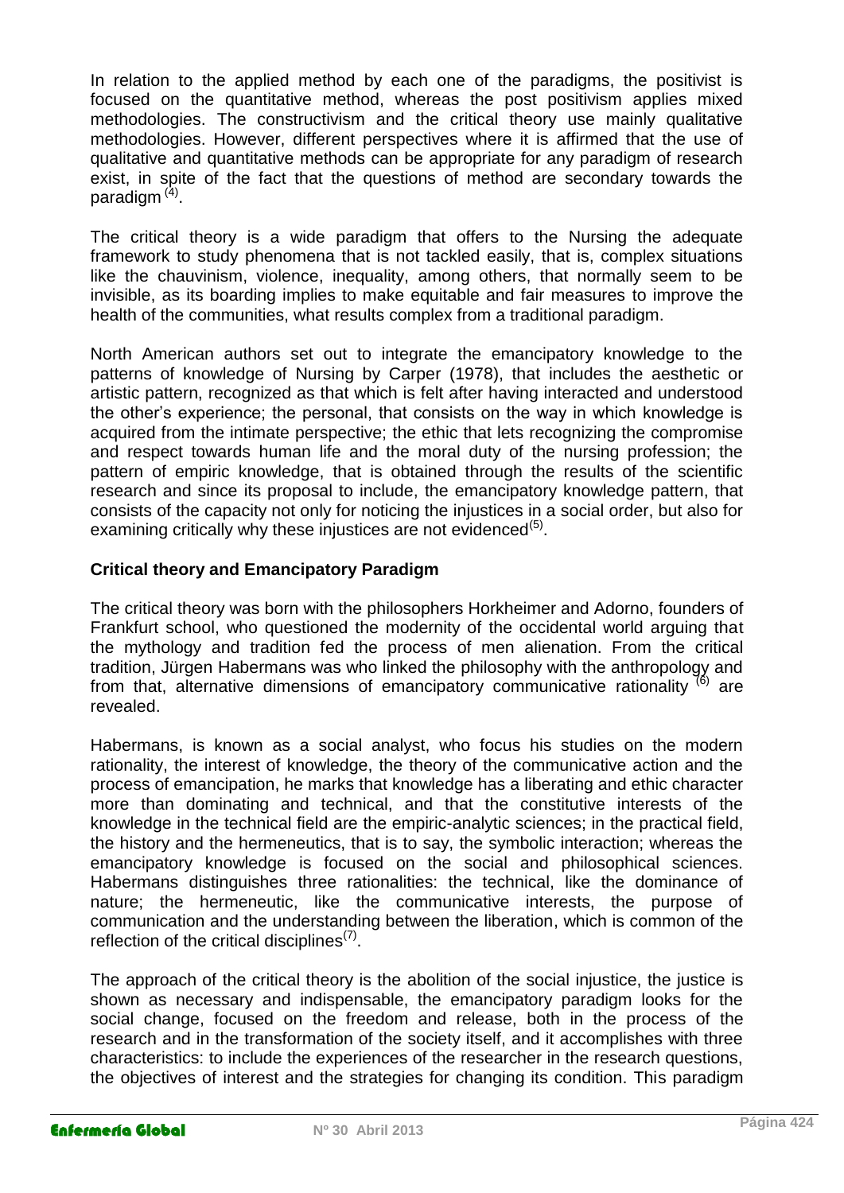In relation to the applied method by each one of the paradigms, the positivist is focused on the quantitative method, whereas the post positivism applies mixed methodologies. The constructivism and the critical theory use mainly qualitative methodologies. However, different perspectives where it is affirmed that the use of qualitative and quantitative methods can be appropriate for any paradigm of research exist, in spite of the fact that the questions of method are secondary towards the paradigm [4].

The critical theory is a wide paradigm that offers to the Nursing the adequate framework to study phenomena that is not tackled easily, that is, complex situations like the chauvinism, violence, inequality, among others, that normally seem to be invisible, as its boarding implies to make equitable and fair measures to improve the health of the communities, what results complex from a traditional paradigm.

North American authors set out to integrate the emancipatory knowledge to the patterns of knowledge of Nursing by Carper (1978), that includes the aesthetic or artistic pattern, recognized as that which is felt after having interacted and understood the other's experience; the personal, that consists on the way in which knowledge is acquired from the intimate perspective; the ethic that lets recognizing the compromise and respect towards human life and the moral duty of the nursing profession; the pattern of empiric knowledge, that is obtained through the results of the scientific research and since its proposal to include, the emancipatory knowledge pattern, that consists of the capacity not only for noticing the injustices in a social order, but also for examining critically why these injustices are not evidenced[5].

**Critical theory and Emancipatory Paradigm**

The critical theory was born with the philosophers Horkheimer and Adorno, founders of Frankfurt school, who questioned the modernity of the occidental world arguing that the mythology and tradition fed the process of men alienation. From the critical tradition, Jürgen Habermans was who linked the philosophy with the anthropology and from that, alternative dimensions of emancipatory communicative rationality [6] are revealed.

Habermans, is known as a social analyst, who focus his studies on the modern rationality, the interest of knowledge, the theory of the communicative action and the process of emancipation, he marks that knowledge has a liberating and ethic character more than dominating and technical, and that the constitutive interests of the knowledge in the technical field are the empiric-analytic sciences; in the practical field, the history and the hermeneutics, that is to say, the symbolic interaction; whereas the emancipatory knowledge is focused on the social and philosophical sciences. Habermans distinguishes three rationalities: the technical, like the dominance of nature; the hermeneutic, like the communicative interests, the purpose of communication and the understanding between the liberation, which is common of the reflection of the critical disciplines[7].

The approach of the critical theory is the abolition of the social injustice, the justice is shown as necessary and indispensable, the emancipatory paradigm looks for the social change, focused on the freedom and release, both in the process of the research and in the transformation of the society itself, and it accomplishes with three characteristics: to include the experiences of the researcher in the research questions, the objectives of interest and the strategies for changing its condition. This paradigm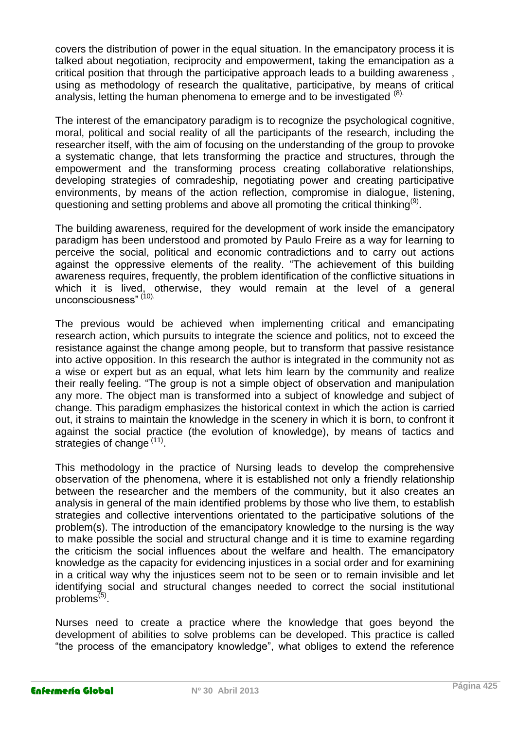covers the distribution of power in the equal situation. In the emancipatory process it is talked about negotiation, reciprocity and empowerment, taking the emancipation as a critical position that through the participative approach leads to a building awareness , using as methodology of research the qualitative, participative, by means of critical analysis, letting the human phenomena to emerge and to be investigated [8].

The interest of the emancipatory paradigm is to recognize the psychological cognitive, moral, political and social reality of all the participants of the research, including the researcher itself, with the aim of focusing on the understanding of the group to provoke a systematic change, that lets transforming the practice and structures, through the empowerment and the transforming process creating collaborative relationships, developing strategies of comradeship, negotiating power and creating participative environments, by means of the action reflection, compromise in dialogue, listening, questioning and setting problems and above all promoting the critical thinking[9].

The building awareness, required for the development of work inside the emancipatory paradigm has been understood and promoted by Paulo Freire as a way for learning to perceive the social, political and economic contradictions and to carry out actions against the oppressive elements of the reality. "The achievement of this building awareness requires, frequently, the problem identification of the conflictive situations in which it is lived, otherwise, they would remain at the level of a general unconsciousness" [10].

The previous would be achieved when implementing critical and emancipating research action, which pursuits to integrate the science and politics, not to exceed the resistance against the change among people, but to transform that passive resistance into active opposition. In this research the author is integrated in the community not as a wise or expert but as an equal, what let him learn by the community and realize their really feeling. "The group is not a simple object of observation and manipulation any more. The object man is transformed into a subject of knowledge and subject of change. This paradigm emphasizes the historical context in which the action is carried out, it strains to maintain the knowledge in the scenery in which it is born, to confront it against the social practice (the evolution of knowledge), by means of tactics and strategies of change [11].

This methodology in the practice of Nursing leads to develop the comprehensive observation of the phenomena, where it is established not only a friendly relationship between the researcher and the members of the community, but it also creates an analysis in general of the main identified problems by those who live them, to establish strategies and collective interventions orientated to the participative solutions of the problem(s). The introduction of the emancipatory knowledge to the nursing is the way to make possible the social and structural change and it is time to examine regarding the criticism the social influences about the welfare and health. The emancipatory knowledge as the capacity for evidencing injustices in a social order and for examining in a critical way why the injustices seem not to be seen or to remain invisible and let identifying social and structural changes needed to correct the social institutional problems[5].

Nurses need to create a practice where the knowledge that goes beyond the development of abilities to solve problems can be developed. This practice is called "the process of the emancipatory knowledge", what obliges to extend the reference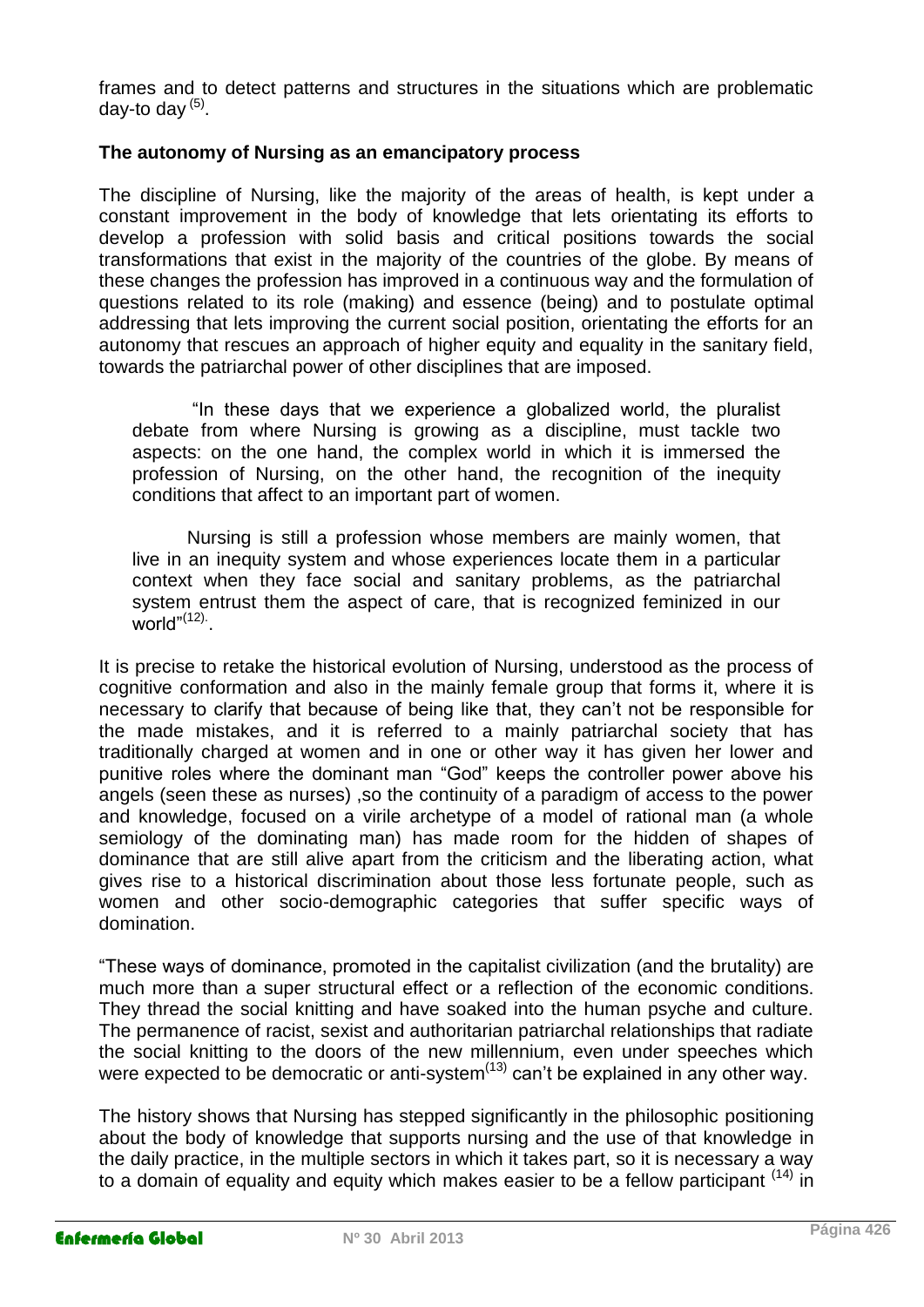frames and to detect patterns and structures in the situations which are problematic day-to day [5].

**The autonomy of Nursing as an emancipatory process**

The discipline of Nursing, like the majority of the areas of health, is kept under a constant improvement in the body of knowledge that lets orientating its efforts to develop a profession with solid basis and critical positions towards the social transformations that exist in the majority of the countries of the globe. By means of these changes the profession has improved in a continuous way and the formulation of questions related to its role (making) and essence (being) and to postulate optimal addressing that lets improving the current social position, orientating the efforts for an autonomy that rescues an approach of higher equity and equality in the sanitary field, towards the patriarchal power of other disciplines that are imposed.

> "In these days that we experience a globalized world, the pluralist debate from where Nursing is growing as a discipline, must tackle two aspects: on the one hand, the complex world in which it is immersed the profession of Nursing, on the other hand, the recognition of the inequity conditions that affect to an important part of women.
>
> Nursing is still a profession whose members are mainly women, that live in an inequity system and whose experiences locate them in a particular context when they face social and sanitary problems, as the patriarchal system entrust them the aspect of care, that is recognized feminized in our world"[12].

It is precise to retake the historical evolution of Nursing, understood as the process of cognitive conformation and also in the mainly female group that forms it, where it is necessary to clarify that because of being like that, they can't not be responsible for the made mistakes, and it is referred to a mainly patriarchal society that has traditionally charged at women and in one or other way it has given her lower and punitive roles where the dominant man "God" keeps the controller power above his angels (seen these as nurses) ,so the continuity of a paradigm of access to the power and knowledge, focused on a virile archetype of a model of rational man (a whole semiology of the dominating man) has made room for the hidden of shapes of dominance that are still alive apart from the criticism and the liberating action, what gives rise to a historical discrimination about those less fortunate people, such as women and other socio-demographic categories that suffer specific ways of domination.

"These ways of dominance, promoted in the capitalist civilization (and the brutality) are much more than a super structural effect or a reflection of the economic conditions. They thread the social knitting and have soaked into the human psyche and culture. The permanence of racist, sexist and authoritarian patriarchal relationships that radiate the social knitting to the doors of the new millennium, even under speeches which were expected to be democratic or anti-system[13] can't be explained in any other way.

The history shows that Nursing has stepped significantly in the philosophic positioning about the body of knowledge that supports nursing and the use of that knowledge in the daily practice, in the multiple sectors in which it takes part, so it is necessary a way to a domain of equality and equity which makes easier to be a fellow participant [14] in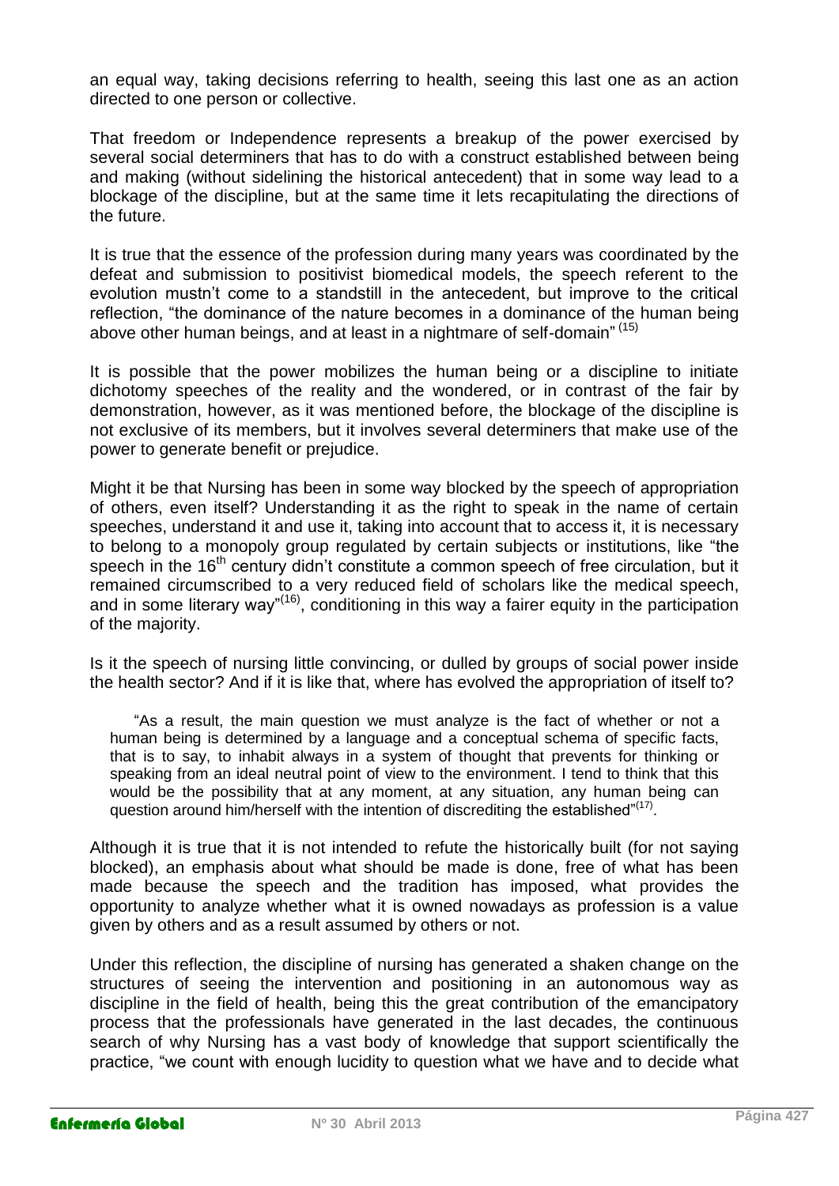an equal way, taking decisions referring to health, seeing this last one as an action directed to one person or collective.

That freedom or Independence represents a breakup of the power exercised by several social determiners that has to do with a construct established between being and making (without sidelining the historical antecedent) that in some way lead to a blockage of the discipline, but at the same time it lets recapitulating the directions of the future.

It is true that the essence of the profession during many years was coordinated by the defeat and submission to positivist biomedical models, the speech referent to the evolution mustn't come to a standstill in the antecedent, but improve to the critical reflection, "the dominance of the nature becomes in a dominance of the human being above other human beings, and at least in a nightmare of self-domain" [(15)]

It is possible that the power mobilizes the human being or a discipline to initiate dichotomy speeches of the reality and the wondered, or in contrast of the fair by demonstration, however, as it was mentioned before, the blockage of the discipline is not exclusive of its members, but it involves several determiners that make use of the power to generate benefit or prejudice.

Might it be that Nursing has been in some way blocked by the speech of appropriation of others, even itself? Understanding it as the right to speak in the name of certain speeches, understand it and use it, taking into account that to access it, it is necessary to belong to a monopoly group regulated by certain subjects or institutions, like "the speech in the 16th century didn't constitute a common speech of free circulation, but it remained circumscribed to a very reduced field of scholars like the medical speech, and in some literary way"[(16)], conditioning in this way a fairer equity in the participation of the majority.

Is it the speech of nursing little convincing, or dulled by groups of social power inside the health sector? And if it is like that, where has evolved the appropriation of itself to?

> "As a result, the main question we must analyze is the fact of whether or not a human being is determined by a language and a conceptual schema of specific facts, that is to say, to inhabit always in a system of thought that prevents for thinking or speaking from an ideal neutral point of view to the environment. I tend to think that this would be the possibility that at any moment, at any situation, any human being can question around him/herself with the intention of discrediting the established"[(17)].

Although it is true that it is not intended to refute the historically built (for not saying blocked), an emphasis about what should be made is done, free of what has been made because the speech and the tradition has imposed, what provides the opportunity to analyze whether what it is owned nowadays as profession is a value given by others and as a result assumed by others or not.

Under this reflection, the discipline of nursing has generated a shaken change on the structures of seeing the intervention and positioning in an autonomous way as discipline in the field of health, being this the great contribution of the emancipatory process that the professionals have generated in the last decades, the continuous search of why Nursing has a vast body of knowledge that support scientifically the practice, "we count with enough lucidity to question what we have and to decide what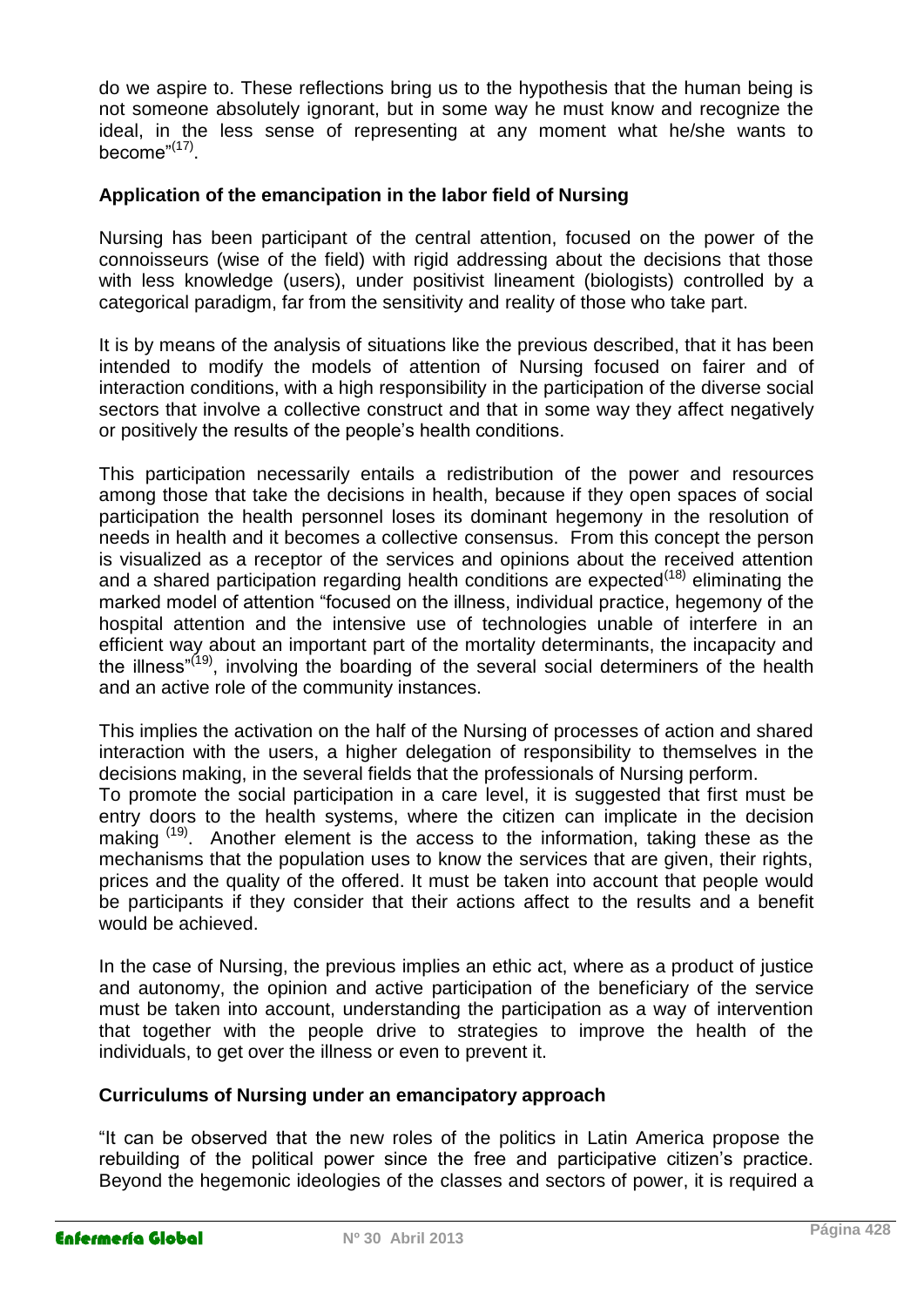do we aspire to. These reflections bring us to the hypothesis that the human being is not someone absolutely ignorant, but in some way he must know and recognize the ideal, in the less sense of representing at any moment what he/she wants to become"[17].

**Application of the emancipation in the labor field of Nursing**

Nursing has been participant of the central attention, focused on the power of the connoisseurs (wise of the field) with rigid addressing about the decisions that those with less knowledge (users), under positivist lineament (biologists) controlled by a categorical paradigm, far from the sensitivity and reality of those who take part.

It is by means of the analysis of situations like the previous described, that it has been intended to modify the models of attention of Nursing focused on fairer and of interaction conditions, with a high responsibility in the participation of the diverse social sectors that involve a collective construct and that in some way they affect negatively or positively the results of the people's health conditions.

This participation necessarily entails a redistribution of the power and resources among those that take the decisions in health, because if they open spaces of social participation the health personnel loses its dominant hegemony in the resolution of needs in health and it becomes a collective consensus. From this concept the person is visualized as a receptor of the services and opinions about the received attention and a shared participation regarding health conditions are expected[18] eliminating the marked model of attention "focused on the illness, individual practice, hegemony of the hospital attention and the intensive use of technologies unable of interfere in an efficient way about an important part of the mortality determinants, the incapacity and the illness"[19], involving the boarding of the several social determiners of the health and an active role of the community instances.

This implies the activation on the half of the Nursing of processes of action and shared interaction with the users, a higher delegation of responsibility to themselves in the decisions making, in the several fields that the professionals of Nursing perform.
To promote the social participation in a care level, it is suggested that first must be entry doors to the health systems, where the citizen can implicate in the decision making [19]. Another element is the access to the information, taking these as the mechanisms that the population uses to know the services that are given, their rights, prices and the quality of the offered. It must be taken into account that people would be participants if they consider that their actions affect to the results and a benefit would be achieved.

In the case of Nursing, the previous implies an ethic act, where as a product of justice and autonomy, the opinion and active participation of the beneficiary of the service must be taken into account, understanding the participation as a way of intervention that together with the people drive to strategies to improve the health of the individuals, to get over the illness or even to prevent it.

**Curriculums of Nursing under an emancipatory approach**

"It can be observed that the new roles of the politics in Latin America propose the rebuilding of the political power since the free and participative citizen's practice. Beyond the hegemonic ideologies of the classes and sectors of power, it is required a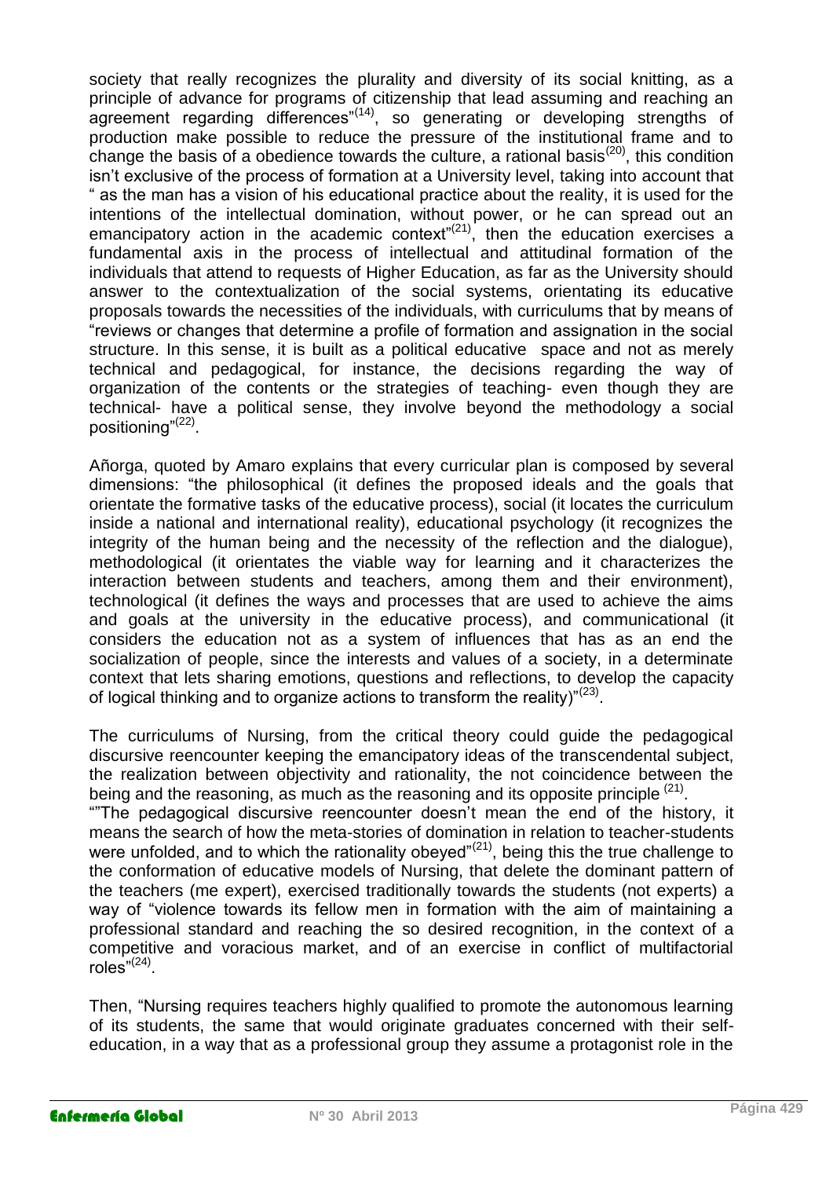society that really recognizes the plurality and diversity of its social knitting, as a principle of advance for programs of citizenship that lead assuming and reaching an agreement regarding differences"[14], so generating or developing strengths of production make possible to reduce the pressure of the institutional frame and to change the basis of a obedience towards the culture, a rational basis[20], this condition isn't exclusive of the process of formation at a University level, taking into account that " as the man has a vision of his educational practice about the reality, it is used for the intentions of the intellectual domination, without power, or he can spread out an emancipatory action in the academic context"[21], then the education exercises a fundamental axis in the process of intellectual and attitudinal formation of the individuals that attend to requests of Higher Education, as far as the University should answer to the contextualization of the social systems, orientating its educative proposals towards the necessities of the individuals, with curriculums that by means of "reviews or changes that determine a profile of formation and assignation in the social structure. In this sense, it is built as a political educative space and not as merely technical and pedagogical, for instance, the decisions regarding the way of organization of the contents or the strategies of teaching- even though they are technical- have a political sense, they involve beyond the methodology a social positioning"[22].

Añorga, quoted by Amaro explains that every curricular plan is composed by several dimensions: "the philosophical (it defines the proposed ideals and the goals that orientate the formative tasks of the educative process), social (it locates the curriculum inside a national and international reality), educational psychology (it recognizes the integrity of the human being and the necessity of the reflection and the dialogue), methodological (it orientates the viable way for learning and it characterizes the interaction between students and teachers, among them and their environment), technological (it defines the ways and processes that are used to achieve the aims and goals at the university in the educative process), and communicational (it considers the education not as a system of influences that has as an end the socialization of people, since the interests and values of a society, in a determinate context that lets sharing emotions, questions and reflections, to develop the capacity of logical thinking and to organize actions to transform the reality)"[23].

The curriculums of Nursing, from the critical theory could guide the pedagogical discursive reencounter keeping the emancipatory ideas of the transcendental subject, the realization between objectivity and rationality, the not coincidence between the being and the reasoning, as much as the reasoning and its opposite principle [21].
""The pedagogical discursive reencounter doesn't mean the end of the history, it means the search of how the meta-stories of domination in relation to teacher-students were unfolded, and to which the rationality obeyed"[21], being this the true challenge to the conformation of educative models of Nursing, that delete the dominant pattern of the teachers (me expert), exercised traditionally towards the students (not experts) a way of "violence towards its fellow men in formation with the aim of maintaining a professional standard and reaching the so desired recognition, in the context of a competitive and voracious market, and of an exercise in conflict of multifactorial roles"[24].

Then, "Nursing requires teachers highly qualified to promote the autonomous learning of its students, the same that would originate graduates concerned with their self-education, in a way that as a professional group they assume a protagonist role in the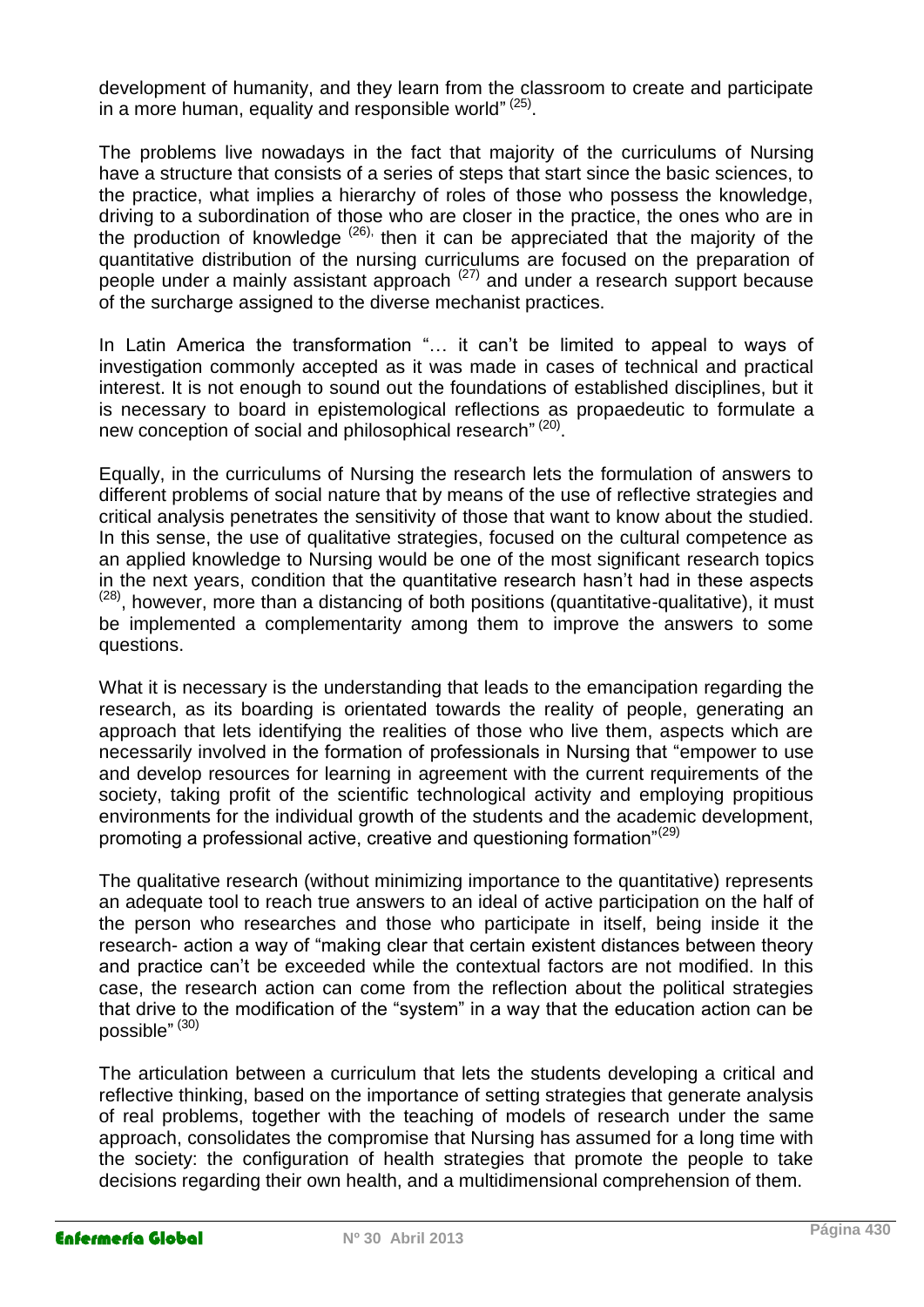development of humanity, and they learn from the classroom to create and participate in a more human, equality and responsible world"[25].

The problems live nowadays in the fact that majority of the curriculums of Nursing have a structure that consists of a series of steps that start since the basic sciences, to the practice, what implies a hierarchy of roles of those who possess the knowledge, driving to a subordination of those who are closer in the practice, the ones who are in the production of knowledge [26], then it can be appreciated that the majority of the quantitative distribution of the nursing curriculums are focused on the preparation of people under a mainly assistant approach [27] and under a research support because of the surcharge assigned to the diverse mechanist practices.

In Latin America the transformation "… it can't be limited to appeal to ways of investigation commonly accepted as it was made in cases of technical and practical interest. It is not enough to sound out the foundations of established disciplines, but it is necessary to board in epistemological reflections as propaedeutic to formulate a new conception of social and philosophical research" [20].

Equally, in the curriculums of Nursing the research lets the formulation of answers to different problems of social nature that by means of the use of reflective strategies and critical analysis penetrates the sensitivity of those that want to know about the studied. In this sense, the use of qualitative strategies, focused on the cultural competence as an applied knowledge to Nursing would be one of the most significant research topics in the next years, condition that the quantitative research hasn't had in these aspects [28], however, more than a distancing of both positions (quantitative-qualitative), it must be implemented a complementarity among them to improve the answers to some questions.

What it is necessary is the understanding that leads to the emancipation regarding the research, as its boarding is orientated towards the reality of people, generating an approach that lets identifying the realities of those who live them, aspects which are necessarily involved in the formation of professionals in Nursing that "empower to use and develop resources for learning in agreement with the current requirements of the society, taking profit of the scientific technological activity and employing propitious environments for the individual growth of the students and the academic development, promoting a professional active, creative and questioning formation"[29]

The qualitative research (without minimizing importance to the quantitative) represents an adequate tool to reach true answers to an ideal of active participation on the half of the person who researches and those who participate in itself, being inside it the research- action a way of "making clear that certain existent distances between theory and practice can't be exceeded while the contextual factors are not modified. In this case, the research action can come from the reflection about the political strategies that drive to the modification of the "system" in a way that the education action can be possible" [30]

The articulation between a curriculum that lets the students developing a critical and reflective thinking, based on the importance of setting strategies that generate analysis of real problems, together with the teaching of models of research under the same approach, consolidates the compromise that Nursing has assumed for a long time with the society: the configuration of health strategies that promote the people to take decisions regarding their own health, and a multidimensional comprehension of them.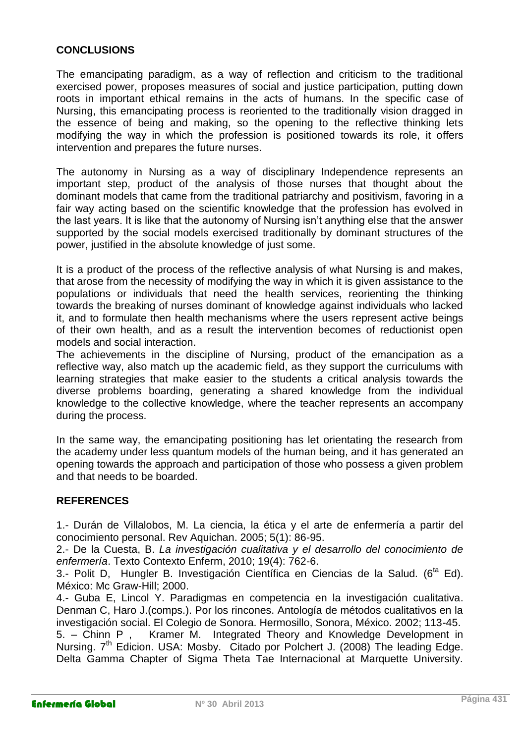## CONCLUSIONS

The emancipating paradigm, as a way of reflection and criticism to the traditional exercised power, proposes measures of social and justice participation, putting down roots in important ethical remains in the acts of humans. In the specific case of Nursing, this emancipating process is reoriented to the traditionally vision dragged in the essence of being and making, so the opening to the reflective thinking lets modifying the way in which the profession is positioned towards its role, it offers intervention and prepares the future nurses.

The autonomy in Nursing as a way of disciplinary Independence represents an important step, product of the analysis of those nurses that thought about the dominant models that came from the traditional patriarchy and positivism, favoring in a fair way acting based on the scientific knowledge that the profession has evolved in the last years. It is like that the autonomy of Nursing isn't anything else that the answer supported by the social models exercised traditionally by dominant structures of the power, justified in the absolute knowledge of just some.

It is a product of the process of the reflective analysis of what Nursing is and makes, that arose from the necessity of modifying the way in which it is given assistance to the populations or individuals that need the health services, reorienting the thinking towards the breaking of nurses dominant of knowledge against individuals who lacked it, and to formulate then health mechanisms where the users represent active beings of their own health, and as a result the intervention becomes of reductionist open models and social interaction.

The achievements in the discipline of Nursing, product of the emancipation as a reflective way, also match up the academic field, as they support the curriculums with learning strategies that make easier to the students a critical analysis towards the diverse problems boarding, generating a shared knowledge from the individual knowledge to the collective knowledge, where the teacher represents an accompany during the process.

In the same way, the emancipating positioning has let orientating the research from the academy under less quantum models of the human being, and it has generated an opening towards the approach and participation of those who possess a given problem and that needs to be boarded.

## REFERENCES

1.- Durán de Villalobos, M. La ciencia, la ética y el arte de enfermería a partir del conocimiento personal. Rev Aquichan. 2005; 5(1): 86-95.

2.- De la Cuesta, B. *La investigación cualitativa y el desarrollo del conocimiento de enfermería*. Texto Contexto Enferm, 2010; 19(4): 762-6.

3.- Polit D, Hungler B. Investigación Científica en Ciencias de la Salud. (6ta Ed). México: Mc Graw-Hill; 2000.

4.- Guba E, Lincol Y. Paradigmas en competencia en la investigación cualitativa. Denman C, Haro J.(comps.). Por los rincones. Antología de métodos cualitativos en la investigación social. El Colegio de Sonora. Hermosillo, Sonora, México. 2002; 113-45.

5. – Chinn P , Kramer M. Integrated Theory and Knowledge Development in Nursing. 7th Edicion. USA: Mosby. Citado por Polchert J. (2008) The leading Edge. Delta Gamma Chapter of Sigma Theta Tae Internacional at Marquette University.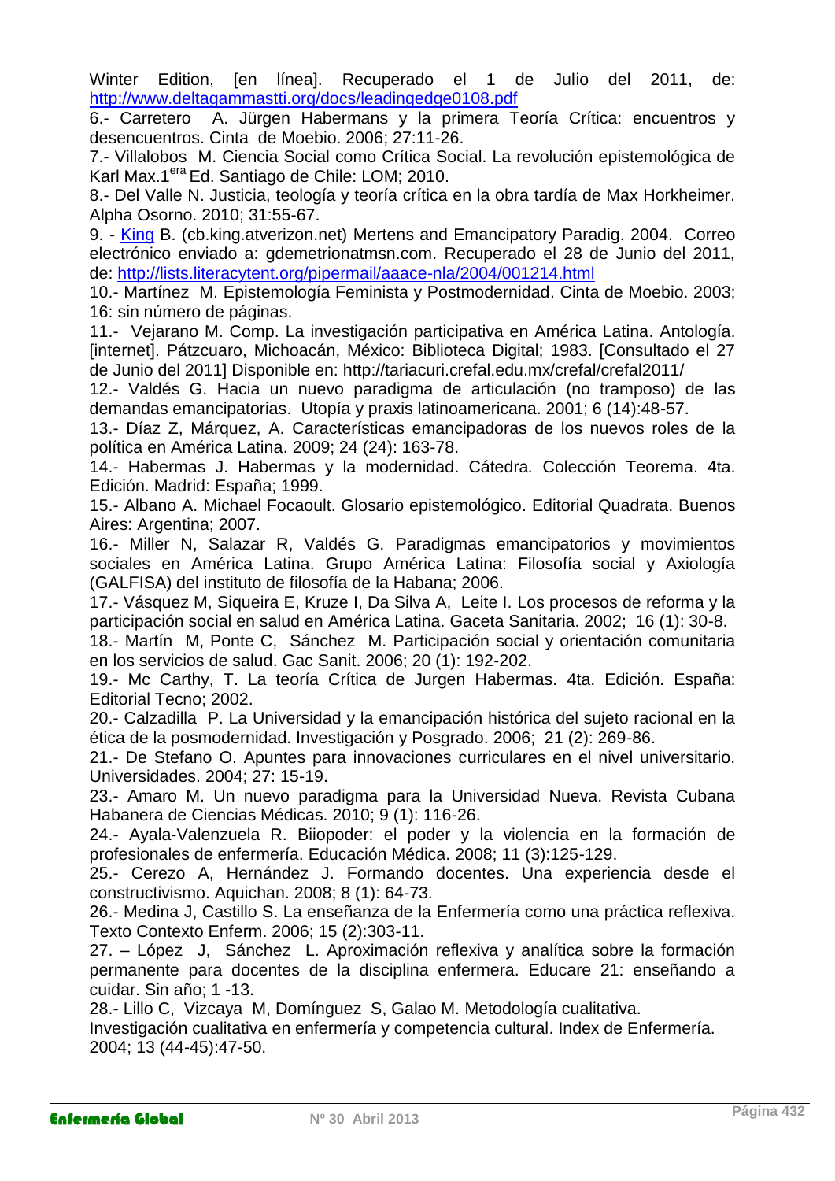Winter Edition, [en línea]. Recuperado el 1 de Julio del 2011, de: http://www.deltagammastti.org/docs/leadingedge0108.pdf

6.- Carretero A. Jürgen Habermans y la primera Teoría Crítica: encuentros y desencuentros. Cinta de Moebio. 2006; 27:11-26.

7.- Villalobos M. Ciencia Social como Crítica Social. La revolución epistemológica de Karl Max.1[era] Ed. Santiago de Chile: LOM; 2010.

8.- Del Valle N. Justicia, teología y teoría crítica en la obra tardía de Max Horkheimer. Alpha Osorno. 2010; 31:55-67.

9. - King B. (cb.king.atverizon.net) Mertens and Emancipatory Paradig. 2004. Correo electrónico enviado a: gdemetrionatmsn.com. Recuperado el 28 de Junio del 2011, de: http://lists.literacytent.org/pipermail/aaace-nla/2004/001214.html

10.- Martínez M. Epistemología Feminista y Postmodernidad. Cinta de Moebio. 2003; 16: sin número de páginas.

11.- Vejarano M. Comp. La investigación participativa en América Latina. Antología. [internet]. Pátzcuaro, Michoacán, México: Biblioteca Digital; 1983. [Consultado el 27 de Junio del 2011] Disponible en: http://tariacuri.crefal.edu.mx/crefal/crefal2011/

12.- Valdés G. Hacia un nuevo paradigma de articulación (no tramposo) de las demandas emancipatorias. Utopía y praxis latinoamericana. 2001; 6 (14):48-57.

13.- Díaz Z, Márquez, A. Características emancipadoras de los nuevos roles de la política en América Latina. 2009; 24 (24): 163-78.

14.- Habermas J. Habermas y la modernidad. Cátedra. Colección Teorema. 4ta. Edición. Madrid: España; 1999.

15.- Albano A. Michael Focaoult. Glosario epistemológico. Editorial Quadrata. Buenos Aires: Argentina; 2007.

16.- Miller N, Salazar R, Valdés G. Paradigmas emancipatorios y movimientos sociales en América Latina. Grupo América Latina: Filosofía social y Axiología (GALFISA) del instituto de filosofía de la Habana; 2006.

17.- Vásquez M, Siqueira E, Kruze I, Da Silva A, Leite I. Los procesos de reforma y la participación social en salud en América Latina. Gaceta Sanitaria. 2002; 16 (1): 30-8.

18.- Martín M, Ponte C, Sánchez M. Participación social y orientación comunitaria en los servicios de salud. Gac Sanit. 2006; 20 (1): 192-202.

19.- Mc Carthy, T. La teoría Crítica de Jurgen Habermas. 4ta. Edición. España: Editorial Tecno; 2002.

20.- Calzadilla P. La Universidad y la emancipación histórica del sujeto racional en la ética de la posmodernidad. Investigación y Posgrado. 2006; 21 (2): 269-86.

21.- De Stefano O. Apuntes para innovaciones curriculares en el nivel universitario. Universidades. 2004; 27: 15-19.

23.- Amaro M. Un nuevo paradigma para la Universidad Nueva. Revista Cubana Habanera de Ciencias Médicas. 2010; 9 (1): 116-26.

24.- Ayala-Valenzuela R. Biiopoder: el poder y la violencia en la formación de profesionales de enfermería. Educación Médica. 2008; 11 (3):125-129.

25.- Cerezo A, Hernández J. Formando docentes. Una experiencia desde el constructivismo. Aquichan. 2008; 8 (1): 64-73.

26.- Medina J, Castillo S. La enseñanza de la Enfermería como una práctica reflexiva. Texto Contexto Enferm. 2006; 15 (2):303-11.

27. – López J, Sánchez L. Aproximación reflexiva y analítica sobre la formación permanente para docentes de la disciplina enfermera. Educare 21: enseñando a cuidar. Sin año; 1 -13.

28.- Lillo C, Vizcaya M, Domínguez S, Galao M. Metodología cualitativa.
Investigación cualitativa en enfermería y competencia cultural. Index de Enfermería. 2004; 13 (44-45):47-50.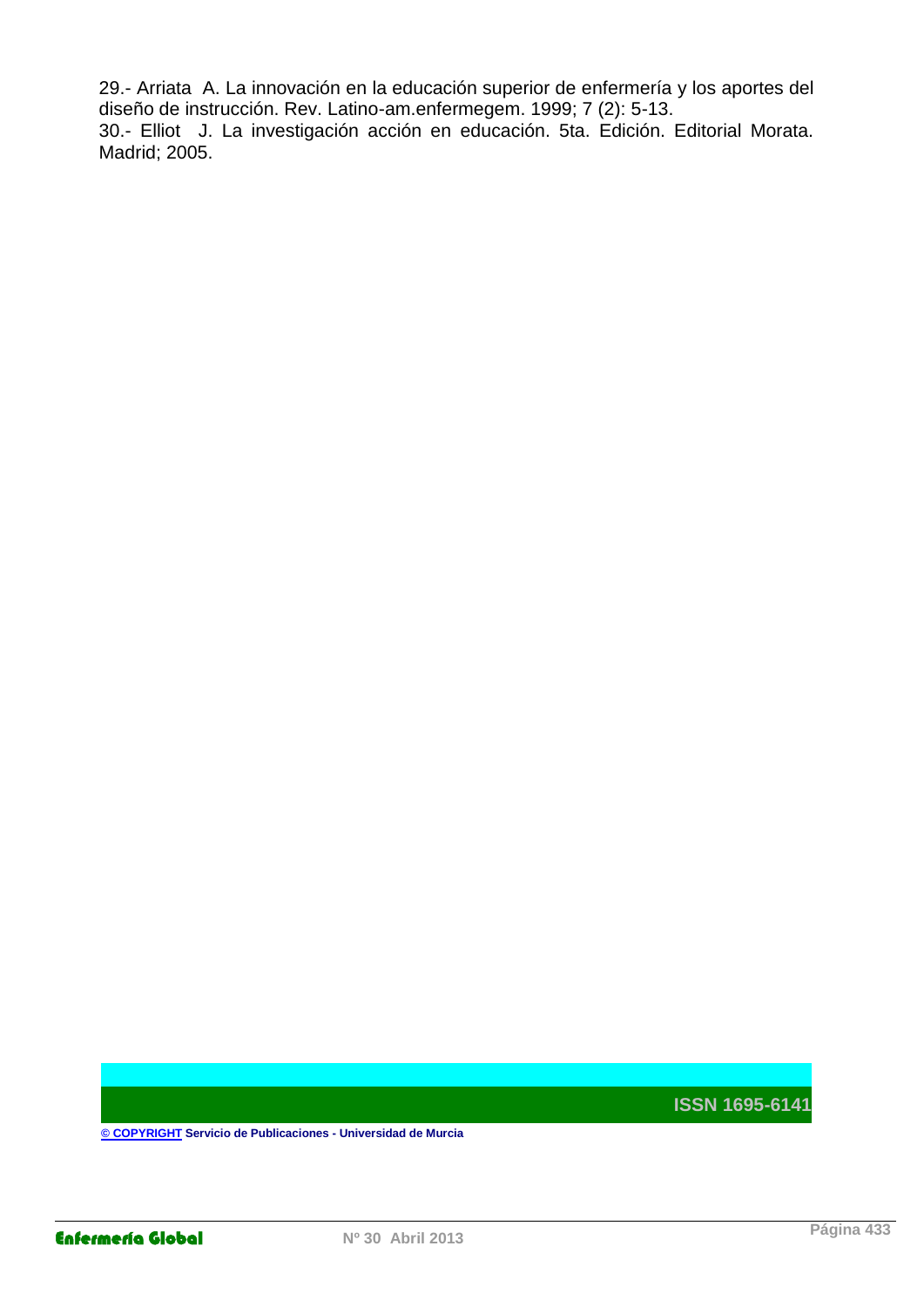29.- Arriata A. La innovación en la educación superior de enfermería y los aportes del diseño de instrucción. Rev. Latino-am.enfermegem. 1999; 7 (2): 5-13.

30.- Elliot J. La investigación acción en educación. 5ta. Edición. Editorial Morata. Madrid; 2005.

ISSN 1695-6141

© COPYRIGHT Servicio de Publicaciones - Universidad de Murcia